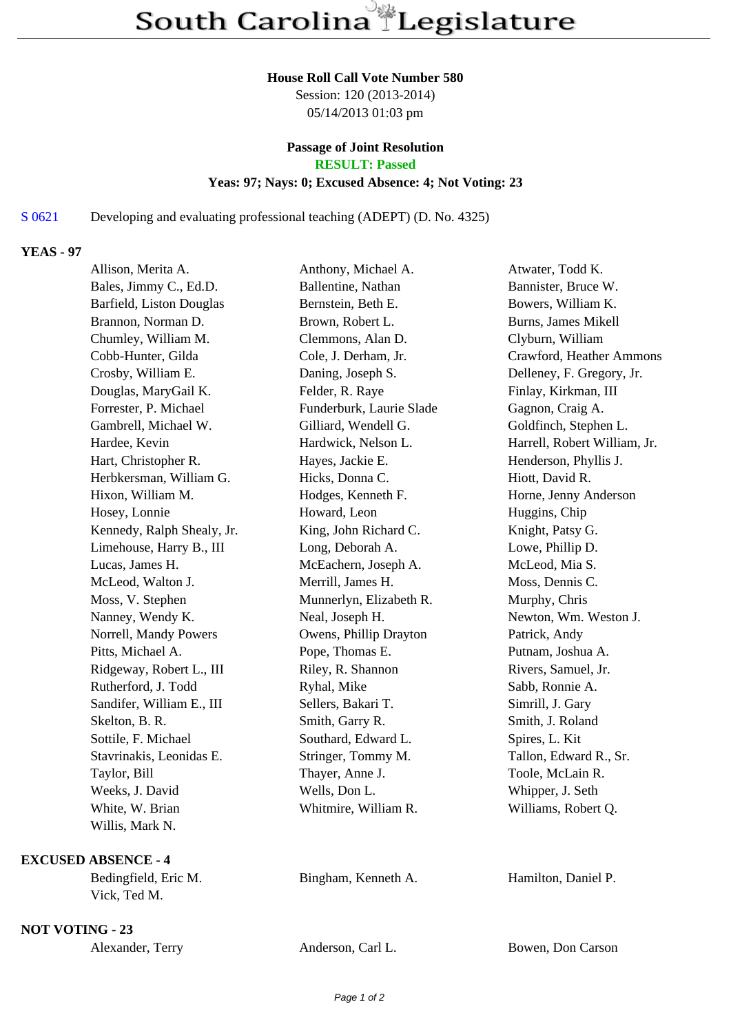# South Carolina Legislature

**House Roll Call Vote Number 580**
Session: 120 (2013-2014)
05/14/2013 01:03 pm

**Passage of Joint Resolution**
**RESULT: Passed**
**Yeas: 97; Nays: 0; Excused Absence: 4; Not Voting: 23**

S 0621 Developing and evaluating professional teaching (ADEPT) (D. No. 4325)

**YEAS - 97**

| | | |
|---|---|---|
| Allison, Merita A. | Anthony, Michael A. | Atwater, Todd K. |
| Bales, Jimmy C., Ed.D. | Ballentine, Nathan | Bannister, Bruce W. |
| Barfield, Liston Douglas | Bernstein, Beth E. | Bowers, William K. |
| Brannon, Norman D. | Brown, Robert L. | Burns, James Mikell |
| Chumley, William M. | Clemmons, Alan D. | Clyburn, William |
| Cobb-Hunter, Gilda | Cole, J. Derham, Jr. | Crawford, Heather Ammons |
| Crosby, William E. | Daning, Joseph S. | Delleney, F. Gregory, Jr. |
| Douglas, MaryGail K. | Felder, R. Raye | Finlay, Kirkman, III |
| Forrester, P. Michael | Funderburk, Laurie Slade | Gagnon, Craig A. |
| Gambrell, Michael W. | Gilliard, Wendell G. | Goldfinch, Stephen L. |
| Hardee, Kevin | Hardwick, Nelson L. | Harrell, Robert William, Jr. |
| Hart, Christopher R. | Hayes, Jackie E. | Henderson, Phyllis J. |
| Herbkersman, William G. | Hicks, Donna C. | Hiott, David R. |
| Hixon, William M. | Hodges, Kenneth F. | Horne, Jenny Anderson |
| Hosey, Lonnie | Howard, Leon | Huggins, Chip |
| Kennedy, Ralph Shealy, Jr. | King, John Richard C. | Knight, Patsy G. |
| Limehouse, Harry B., III | Long, Deborah A. | Lowe, Phillip D. |
| Lucas, James H. | McEachern, Joseph A. | McLeod, Mia S. |
| McLeod, Walton J. | Merrill, James H. | Moss, Dennis C. |
| Moss, V. Stephen | Munnerlyn, Elizabeth R. | Murphy, Chris |
| Nanney, Wendy K. | Neal, Joseph H. | Newton, Wm. Weston J. |
| Norrell, Mandy Powers | Owens, Phillip Drayton | Patrick, Andy |
| Pitts, Michael A. | Pope, Thomas E. | Putnam, Joshua A. |
| Ridgeway, Robert L., III | Riley, R. Shannon | Rivers, Samuel, Jr. |
| Rutherford, J. Todd | Ryhal, Mike | Sabb, Ronnie A. |
| Sandifer, William E., III | Sellers, Bakari T. | Simrill, J. Gary |
| Skelton, B. R. | Smith, Garry R. | Smith, J. Roland |
| Sottile, F. Michael | Southard, Edward L. | Spires, L. Kit |
| Stavrinakis, Leonidas E. | Stringer, Tommy M. | Tallon, Edward R., Sr. |
| Taylor, Bill | Thayer, Anne J. | Toole, McLain R. |
| Weeks, J. David | Wells, Don L. | Whipper, J. Seth |
| White, W. Brian | Whitmire, William R. | Williams, Robert Q. |
| Willis, Mark N. | | |

**EXCUSED ABSENCE - 4**

| | | |
|---|---|---|
| Bedingfield, Eric M. | Bingham, Kenneth A. | Hamilton, Daniel P. |
| Vick, Ted M. | | |

**NOT VOTING - 23**

| | | |
|---|---|---|
| Alexander, Terry | Anderson, Carl L. | Bowen, Don Carson |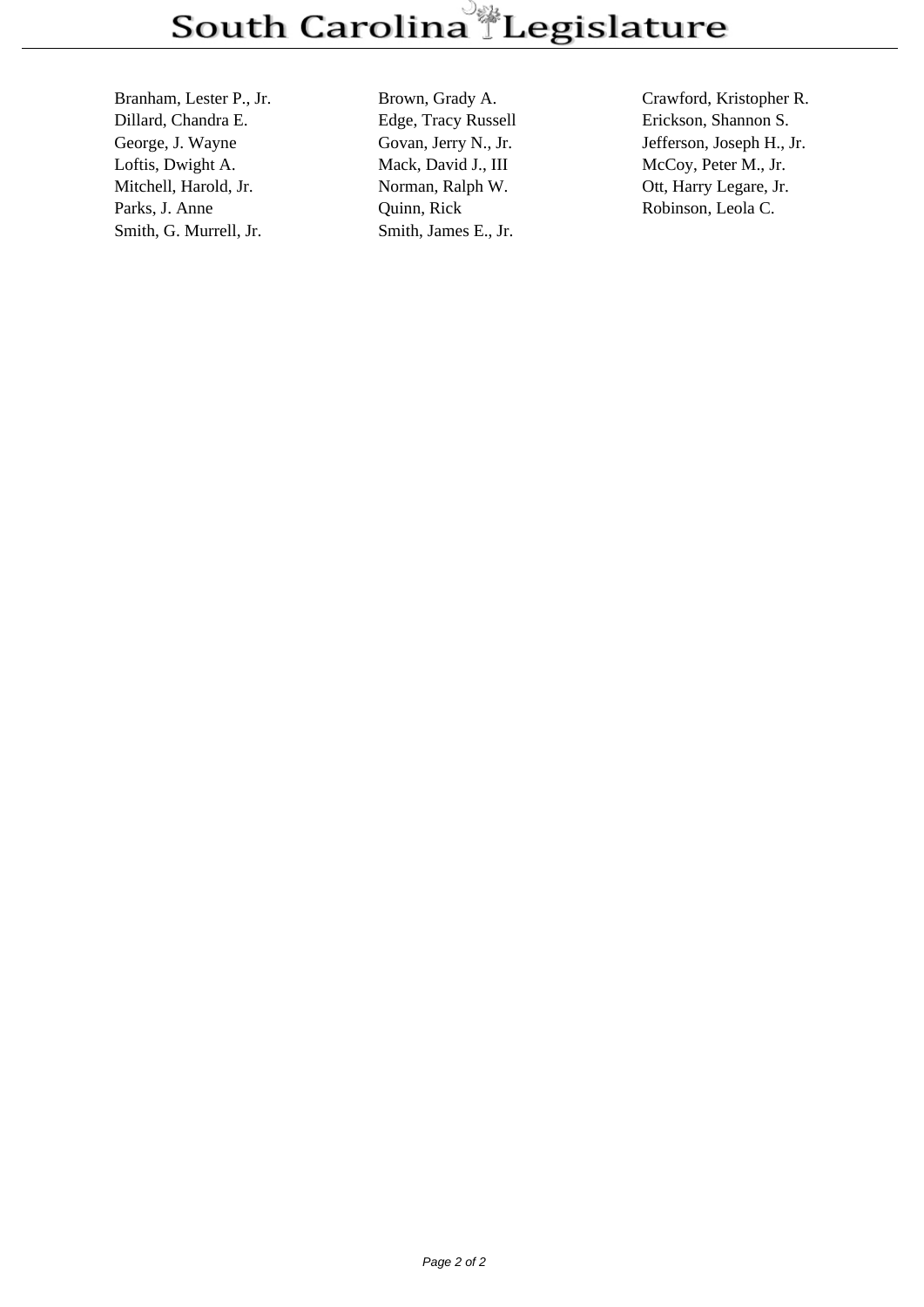| | | |
|---|---|---|
| Branham, Lester P., Jr. | Brown, Grady A. | Crawford, Kristopher R. |
| Dillard, Chandra E. | Edge, Tracy Russell | Erickson, Shannon S. |
| George, J. Wayne | Govan, Jerry N., Jr. | Jefferson, Joseph H., Jr. |
| Loftis, Dwight A. | Mack, David J., III | McCoy, Peter M., Jr. |
| Mitchell, Harold, Jr. | Norman, Ralph W. | Ott, Harry Legare, Jr. |
| Parks, J. Anne | Quinn, Rick | Robinson, Leola C. |
| Smith, G. Murrell, Jr. | Smith, James E., Jr. | |